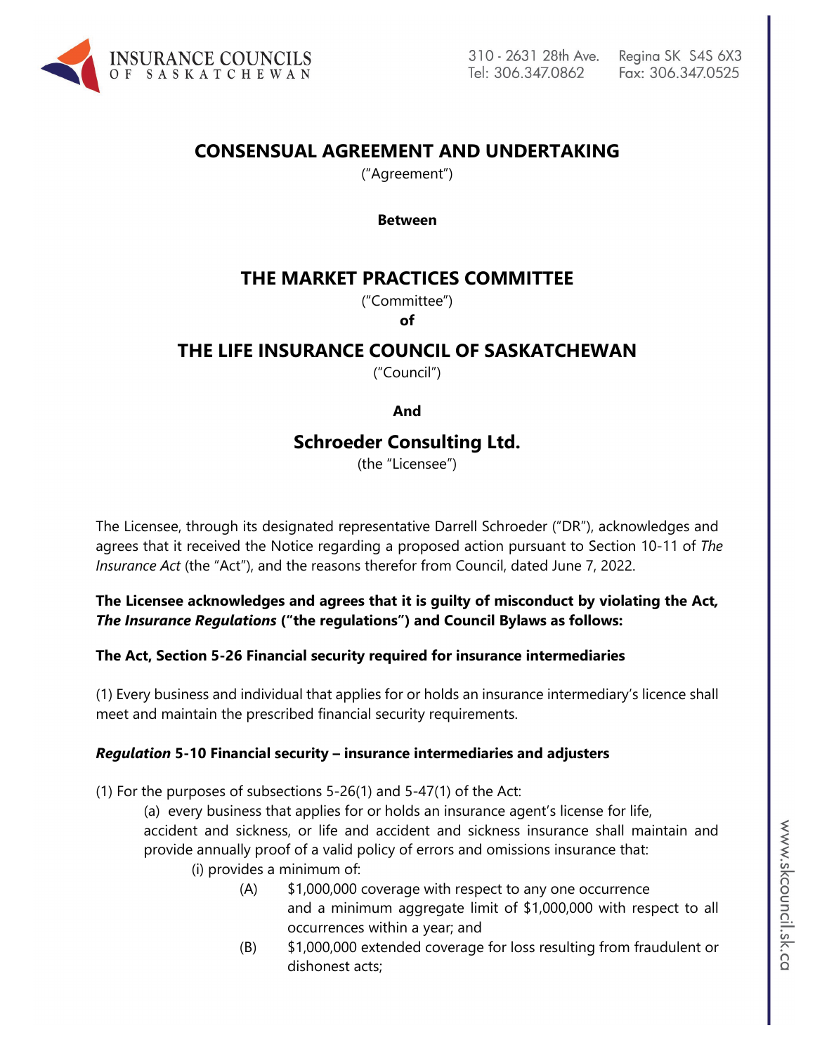# CONSENSUAL AGREEMENT AND UNDERTAKING

("Agreement")

**Between**

## THE MARKET PRACTICES COMMITTEE

("Committee")

**of**

## THE LIFE INSURANCE COUNCIL OF SASKATCHEWAN

("Council")

**And**

## Schroeder Consulting Ltd.

(the "Licensee")

The Licensee, through its designated representative Darrell Schroeder ("DR"), acknowledges and agrees that it received the Notice regarding a proposed action pursuant to Section 10-11 of *The Insurance Act* (the "Act"), and the reasons therefor from Council, dated June 7, 2022.

**The Licensee acknowledges and agrees that it is guilty of misconduct by violating the Act, *The Insurance Regulations* ("the regulations") and Council Bylaws as follows:**

**The Act, Section 5-26 Financial security required for insurance intermediaries**

(1) Every business and individual that applies for or holds an insurance intermediary's licence shall meet and maintain the prescribed financial security requirements.

***Regulation* 5-10 Financial security – insurance intermediaries and adjusters**

(1) For the purposes of subsections 5-26(1) and 5-47(1) of the Act:

(a) every business that applies for or holds an insurance agent's license for life, accident and sickness, or life and accident and sickness insurance shall maintain and provide annually proof of a valid policy of errors and omissions insurance that:

(i) provides a minimum of:

(A) $1,000,000 coverage with respect to any one occurrence and a minimum aggregate limit of $1,000,000 with respect to all occurrences within a year; and

(B) $1,000,000 extended coverage for loss resulting from fraudulent or dishonest acts;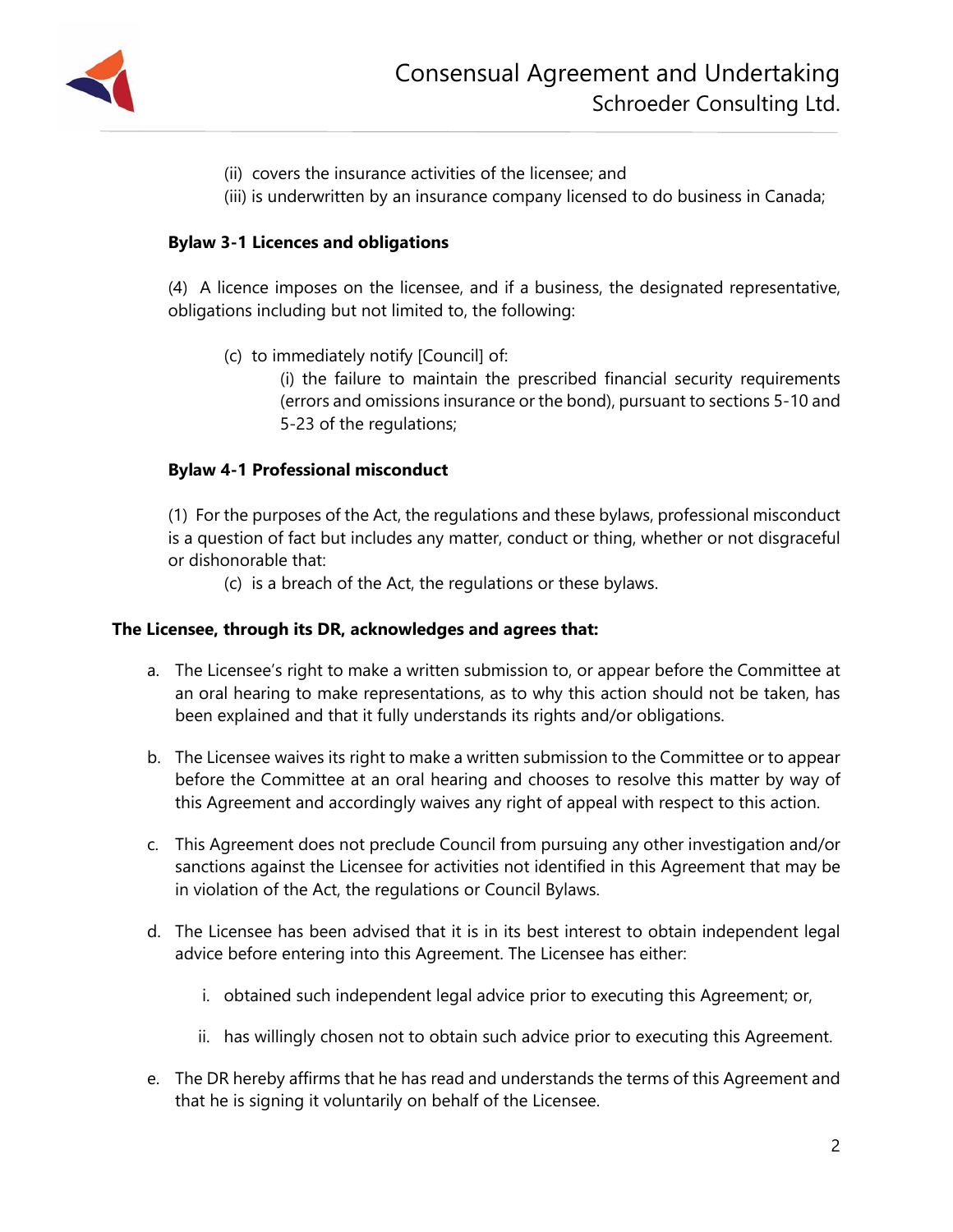(ii) covers the insurance activities of the licensee; and

(iii) is underwritten by an insurance company licensed to do business in Canada;

**Bylaw 3-1 Licences and obligations**

(4) A licence imposes on the licensee, and if a business, the designated representative, obligations including but not limited to, the following:

(c) to immediately notify [Council] of:

(i) the failure to maintain the prescribed financial security requirements (errors and omissions insurance or the bond), pursuant to sections 5-10 and 5-23 of the regulations;

**Bylaw 4-1 Professional misconduct**

(1) For the purposes of the Act, the regulations and these bylaws, professional misconduct is a question of fact but includes any matter, conduct or thing, whether or not disgraceful or dishonorable that:

(c) is a breach of the Act, the regulations or these bylaws.

**The Licensee, through its DR, acknowledges and agrees that:**

a. The Licensee's right to make a written submission to, or appear before the Committee at an oral hearing to make representations, as to why this action should not be taken, has been explained and that it fully understands its rights and/or obligations.

b. The Licensee waives its right to make a written submission to the Committee or to appear before the Committee at an oral hearing and chooses to resolve this matter by way of this Agreement and accordingly waives any right of appeal with respect to this action.

c. This Agreement does not preclude Council from pursuing any other investigation and/or sanctions against the Licensee for activities not identified in this Agreement that may be in violation of the Act, the regulations or Council Bylaws.

d. The Licensee has been advised that it is in its best interest to obtain independent legal advice before entering into this Agreement. The Licensee has either:

   i. obtained such independent legal advice prior to executing this Agreement; or,

   ii. has willingly chosen not to obtain such advice prior to executing this Agreement.

e. The DR hereby affirms that he has read and understands the terms of this Agreement and that he is signing it voluntarily on behalf of the Licensee.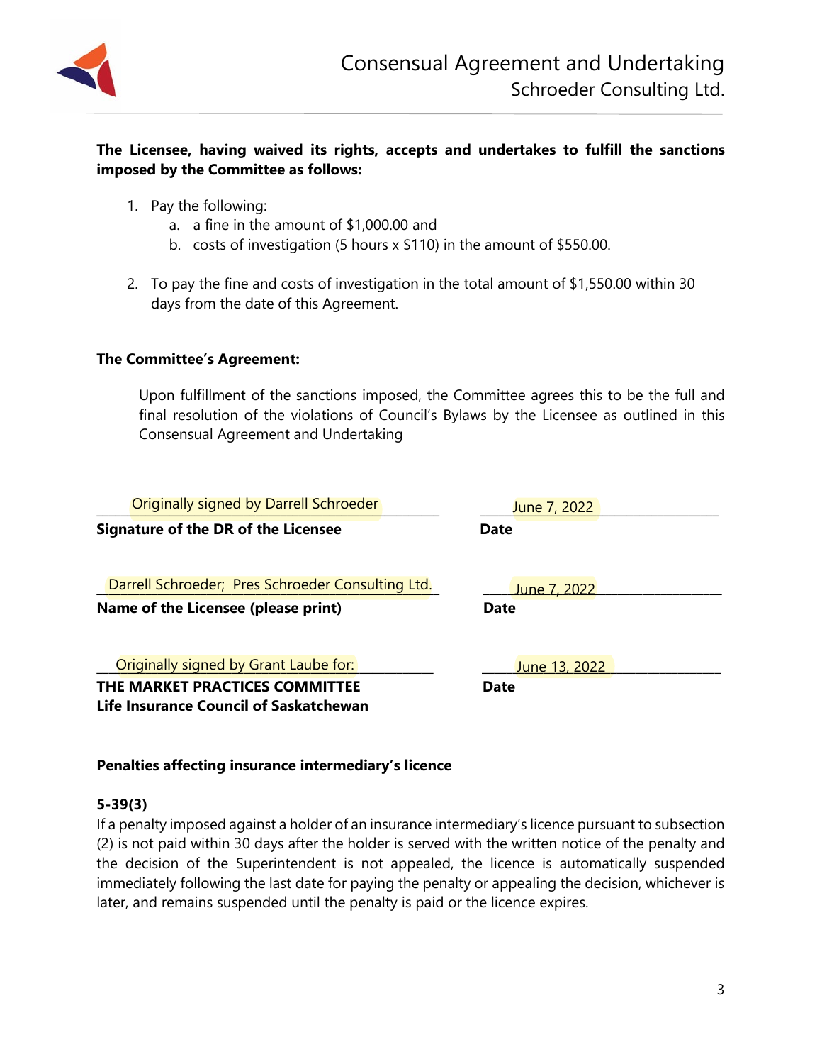**The Licensee, having waived its rights, accepts and undertakes to fulfill the sanctions imposed by the Committee as follows:**

1. Pay the following:
   a. a fine in the amount of $1,000.00 and
   b. costs of investigation (5 hours x $110) in the amount of $550.00.

2. To pay the fine and costs of investigation in the total amount of $1,550.00 within 30 days from the date of this Agreement.

**The Committee's Agreement:**

Upon fulfillment of the sanctions imposed, the Committee agrees this to be the full and final resolution of the violations of Council's Bylaws by the Licensee as outlined in this Consensual Agreement and Undertaking

Originally signed by Darrell Schroeder
**Signature of the DR of the Licensee**

June 7, 2022
**Date**

Darrell Schroeder; Pres Schroeder Consulting Ltd.
**Name of the Licensee (please print)**

June 7, 2022
**Date**

Originally signed by Grant Laube for:
**THE MARKET PRACTICES COMMITTEE**
**Life Insurance Council of Saskatchewan**

June 13, 2022
**Date**

**Penalties affecting insurance intermediary's licence**

**5-39(3)**
If a penalty imposed against a holder of an insurance intermediary's licence pursuant to subsection (2) is not paid within 30 days after the holder is served with the written notice of the penalty and the decision of the Superintendent is not appealed, the licence is automatically suspended immediately following the last date for paying the penalty or appealing the decision, whichever is later, and remains suspended until the penalty is paid or the licence expires.